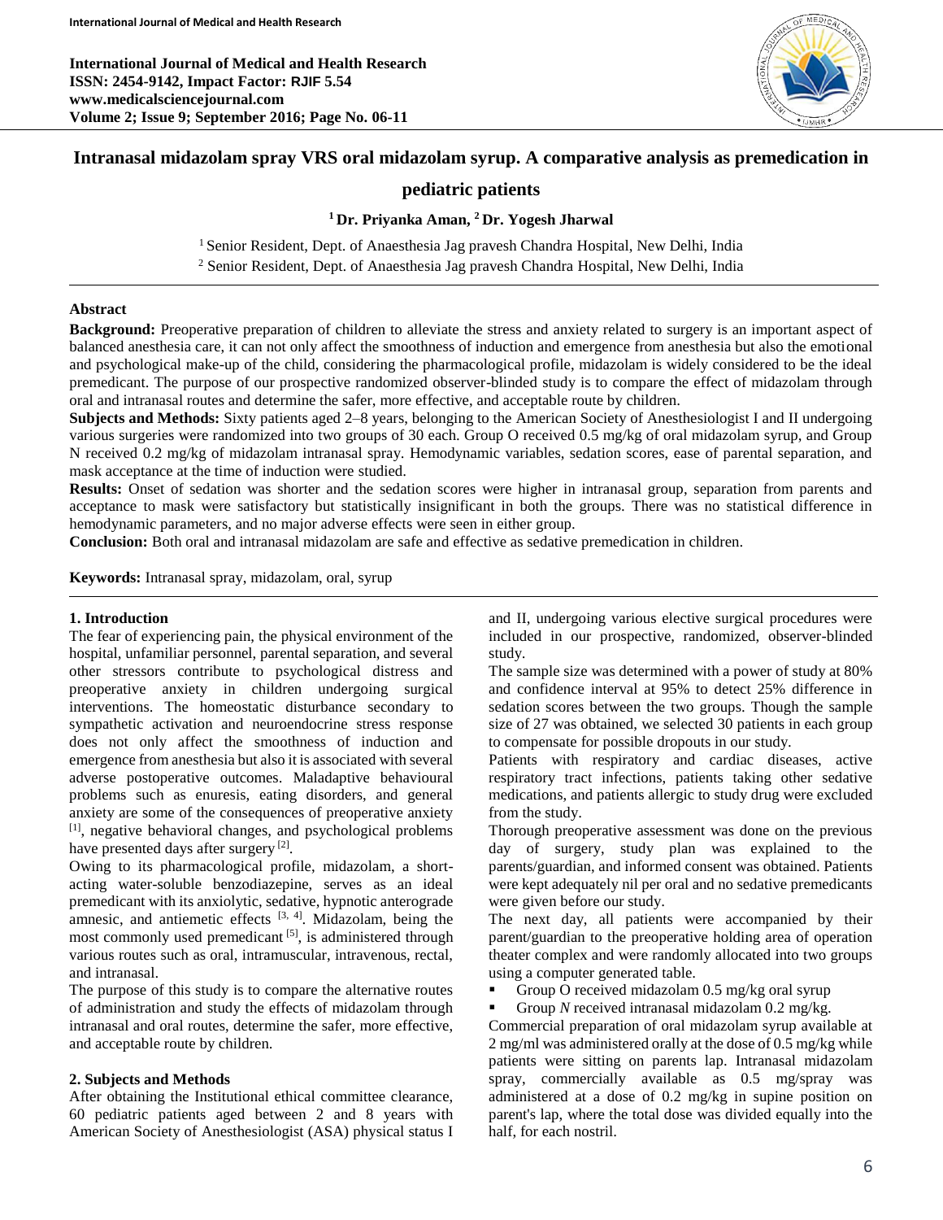# Intranasal midazolam spray VRS oral midazolam syrup. A comparative analysis as premedication in pediatric patients

**[1] Dr. Priyanka Aman, [2] Dr. Yogesh Jharwal**

[1] Senior Resident, Dept. of Anaesthesia Jag pravesh Chandra Hospital, New Delhi, India
[2] Senior Resident, Dept. of Anaesthesia Jag pravesh Chandra Hospital, New Delhi, India

## Abstract

**Background:** Preoperative preparation of children to alleviate the stress and anxiety related to surgery is an important aspect of balanced anesthesia care, it can not only affect the smoothness of induction and emergence from anesthesia but also the emotional and psychological make-up of the child, considering the pharmacological profile, midazolam is widely considered to be the ideal premedicant. The purpose of our prospective randomized observer-blinded study is to compare the effect of midazolam through oral and intranasal routes and determine the safer, more effective, and acceptable route by children.

**Subjects and Methods:** Sixty patients aged 2–8 years, belonging to the American Society of Anesthesiologist I and II undergoing various surgeries were randomized into two groups of 30 each. Group O received 0.5 mg/kg of oral midazolam syrup, and Group N received 0.2 mg/kg of midazolam intranasal spray. Hemodynamic variables, sedation scores, ease of parental separation, and mask acceptance at the time of induction were studied.

**Results:** Onset of sedation was shorter and the sedation scores were higher in intranasal group, separation from parents and acceptance to mask were satisfactory but statistically insignificant in both the groups. There was no statistical difference in hemodynamic parameters, and no major adverse effects were seen in either group.

**Conclusion:** Both oral and intranasal midazolam are safe and effective as sedative premedication in children.

**Keywords:** Intranasal spray, midazolam, oral, syrup

## 1. Introduction

The fear of experiencing pain, the physical environment of the hospital, unfamiliar personnel, parental separation, and several other stressors contribute to psychological distress and preoperative anxiety in children undergoing surgical interventions. The homeostatic disturbance secondary to sympathetic activation and neuroendocrine stress response does not only affect the smoothness of induction and emergence from anesthesia but also it is associated with several adverse postoperative outcomes. Maladaptive behavioural problems such as enuresis, eating disorders, and general anxiety are some of the consequences of preoperative anxiety [1], negative behavioral changes, and psychological problems have presented days after surgery [2].

Owing to its pharmacological profile, midazolam, a short-acting water-soluble benzodiazepine, serves as an ideal premedicant with its anxiolytic, sedative, hypnotic anterograde amnesic, and antiemetic effects [3, 4]. Midazolam, being the most commonly used premedicant [5], is administered through various routes such as oral, intramuscular, intravenous, rectal, and intranasal.

The purpose of this study is to compare the alternative routes of administration and study the effects of midazolam through intranasal and oral routes, determine the safer, more effective, and acceptable route by children.

## 2. Subjects and Methods

After obtaining the Institutional ethical committee clearance, 60 pediatric patients aged between 2 and 8 years with American Society of Anesthesiologist (ASA) physical status I and II, undergoing various elective surgical procedures were included in our prospective, randomized, observer-blinded study.

The sample size was determined with a power of study at 80% and confidence interval at 95% to detect 25% difference in sedation scores between the two groups. Though the sample size of 27 was obtained, we selected 30 patients in each group to compensate for possible dropouts in our study.

Patients with respiratory and cardiac diseases, active respiratory tract infections, patients taking other sedative medications, and patients allergic to study drug were excluded from the study.

Thorough preoperative assessment was done on the previous day of surgery, study plan was explained to the parents/guardian, and informed consent was obtained. Patients were kept adequately nil per oral and no sedative premedicants were given before our study.

The next day, all patients were accompanied by their parent/guardian to the preoperative holding area of operation theater complex and were randomly allocated into two groups using a computer generated table.

- Group O received midazolam 0.5 mg/kg oral syrup
- Group *N* received intranasal midazolam 0.2 mg/kg.

Commercial preparation of oral midazolam syrup available at 2 mg/ml was administered orally at the dose of 0.5 mg/kg while patients were sitting on parents lap. Intranasal midazolam spray, commercially available as 0.5 mg/spray was administered at a dose of 0.2 mg/kg in supine position on parent's lap, where the total dose was divided equally into the half, for each nostril.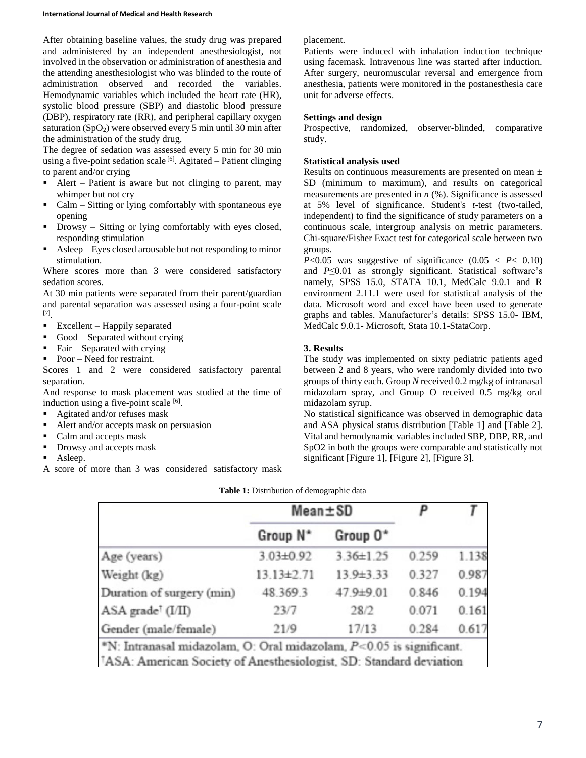After obtaining baseline values, the study drug was prepared and administered by an independent anesthesiologist, not involved in the observation or administration of anesthesia and the attending anesthesiologist who was blinded to the route of administration observed and recorded the variables. Hemodynamic variables which included the heart rate (HR), systolic blood pressure (SBP) and diastolic blood pressure (DBP), respiratory rate (RR), and peripheral capillary oxygen saturation ($SpO_2$) were observed every 5 min until 30 min after the administration of the study drug.

The degree of sedation was assessed every 5 min for 30 min using a five-point sedation scale [6]. Agitated – Patient clinging to parent and/or crying

- Alert – Patient is aware but not clinging to parent, may whimper but not cry
- Calm – Sitting or lying comfortably with spontaneous eye opening
- Drowsy – Sitting or lying comfortably with eyes closed, responding stimulation
- Asleep – Eyes closed arousable but not responding to minor stimulation.

Where scores more than 3 were considered satisfactory sedation scores.

At 30 min patients were separated from their parent/guardian and parental separation was assessed using a four-point scale [7].

- Excellent – Happily separated
- Good – Separated without crying
- Fair – Separated with crying
- Poor – Need for restraint.

Scores 1 and 2 were considered satisfactory parental separation.

And response to mask placement was studied at the time of induction using a five-point scale [6].

- Agitated and/or refuses mask
- Alert and/or accepts mask on persuasion
- Calm and accepts mask
- Drowsy and accepts mask
- Asleep.

A score of more than 3 was considered satisfactory mask placement.

Patients were induced with inhalation induction technique using facemask. Intravenous line was started after induction. After surgery, neuromuscular reversal and emergence from anesthesia, patients were monitored in the postanesthesia care unit for adverse effects.

**Settings and design**

Prospective, randomized, observer-blinded, comparative study.

**Statistical analysis used**

Results on continuous measurements are presented on mean ± SD (minimum to maximum), and results on categorical measurements are presented in *n* (%). Significance is assessed at 5% level of significance. Student's *t*-test (two-tailed, independent) to find the significance of study parameters on a continuous scale, intergroup analysis on metric parameters. Chi-square/Fisher Exact test for categorical scale between two groups.

$P<0.05$ was suggestive of significance ($0.05 < P < 0.10$) and $P \leq 0.01$ as strongly significant. Statistical software's namely, SPSS 15.0, STATA 10.1, MedCalc 9.0.1 and R environment 2.11.1 were used for statistical analysis of the data. Microsoft word and excel have been used to generate graphs and tables. Manufacturer's details: SPSS 15.0- IBM, MedCalc 9.0.1- Microsoft, Stata 10.1-StataCorp.

## 3. Results

The study was implemented on sixty pediatric patients aged between 2 and 8 years, who were randomly divided into two groups of thirty each. Group *N* received 0.2 mg/kg of intranasal midazolam spray, and Group O received 0.5 mg/kg oral midazolam syrup.

No statistical significance was observed in demographic data and ASA physical status distribution [Table 1] and [Table 2]. Vital and hemodynamic variables included SBP, DBP, RR, and SpO2 in both the groups were comparable and statistically not significant [Figure 1], [Figure 2], [Figure 3].

**Table 1:** Distribution of demographic data

| | Mean±SD | | P | T |
|---|---|---|---|---|
| | Group N* | Group O* | | |
| Age (years) | 3.03±0.92 | 3.36±1.25 | 0.259 | 1.138 |
| Weight (kg) | 13.13±2.71 | 13.9±3.33 | 0.327 | 0.987 |
| Duration of surgery (min) | 48.369.3 | 47.9±9.01 | 0.846 | 0.194 |
| ASA grade[†] (I/II) | 23/7 | 28/2 | 0.071 | 0.161 |
| Gender (male/female) | 21/9 | 17/13 | 0.284 | 0.617 |

*N: Intranasal midazolam, O: Oral midazolam, $P<0.05$ is significant.
[†]ASA: American Society of Anesthesiologist, SD: Standard deviation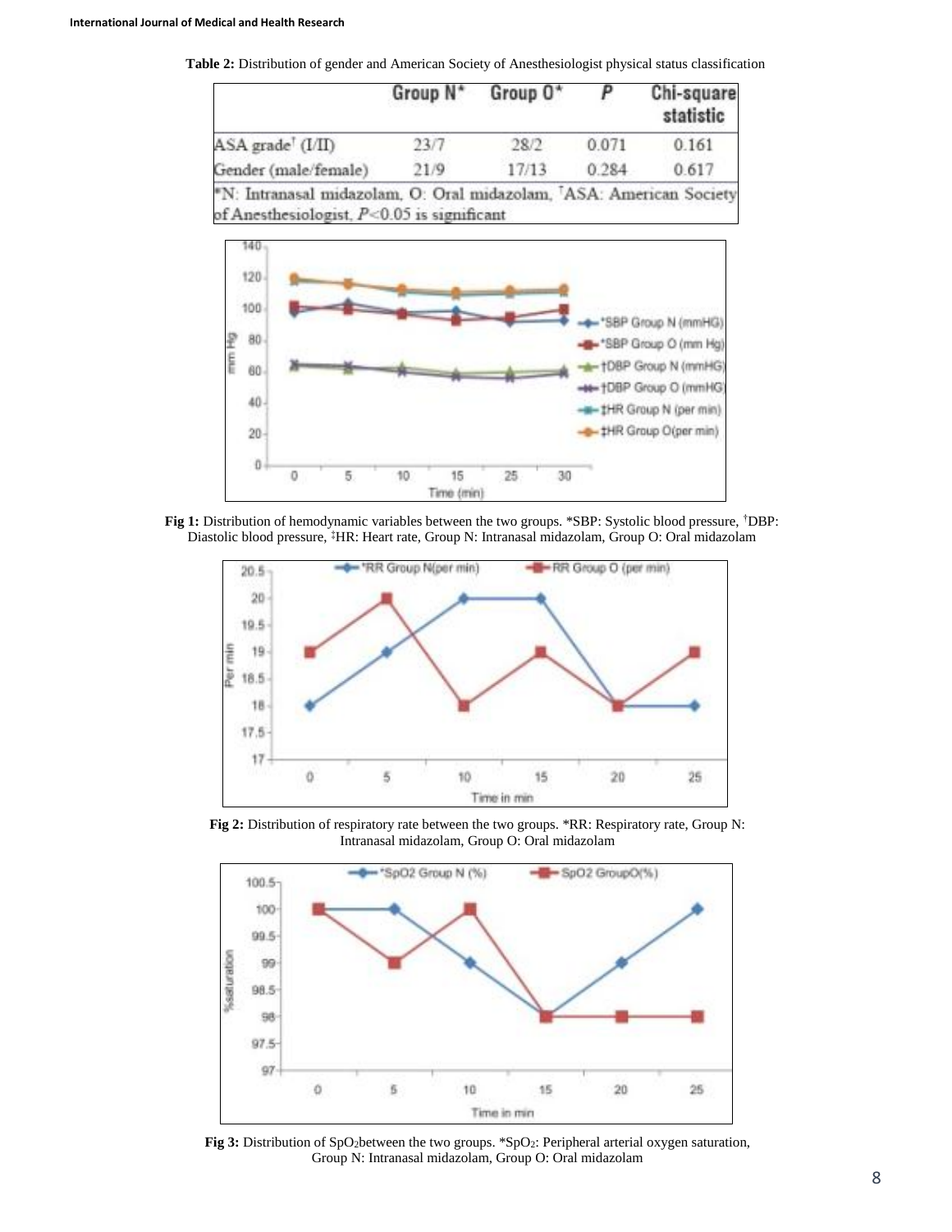**Table 2:** Distribution of gender and American Society of Anesthesiologist physical status classification

| | Group N* | Group O* | P | Chi-square statistic |
|---|---|---|---|---|
| ASA grade[†] (I/II) | 23/7 | 28/2 | 0.071 | 0.161 |
| Gender (male/female) | 21/9 | 17/13 | 0.284 | 0.617 |

*N: Intranasal midazolam, O: Oral midazolam, [†]ASA: American Society of Anesthesiologist, $P<0.05$ is significant

**Fig 1:** Distribution of hemodynamic variables between the two groups. *SBP: Systolic blood pressure, [†]DBP: Diastolic blood pressure, [‡]HR: Heart rate, Group N: Intranasal midazolam, Group O: Oral midazolam

**Fig 2:** Distribution of respiratory rate between the two groups. *RR: Respiratory rate, Group N: Intranasal midazolam, Group O: Oral midazolam

**Fig 3:** Distribution of $SpO_2$ between the two groups. *$SpO_2$: Peripheral arterial oxygen saturation, Group N: Intranasal midazolam, Group O: Oral midazolam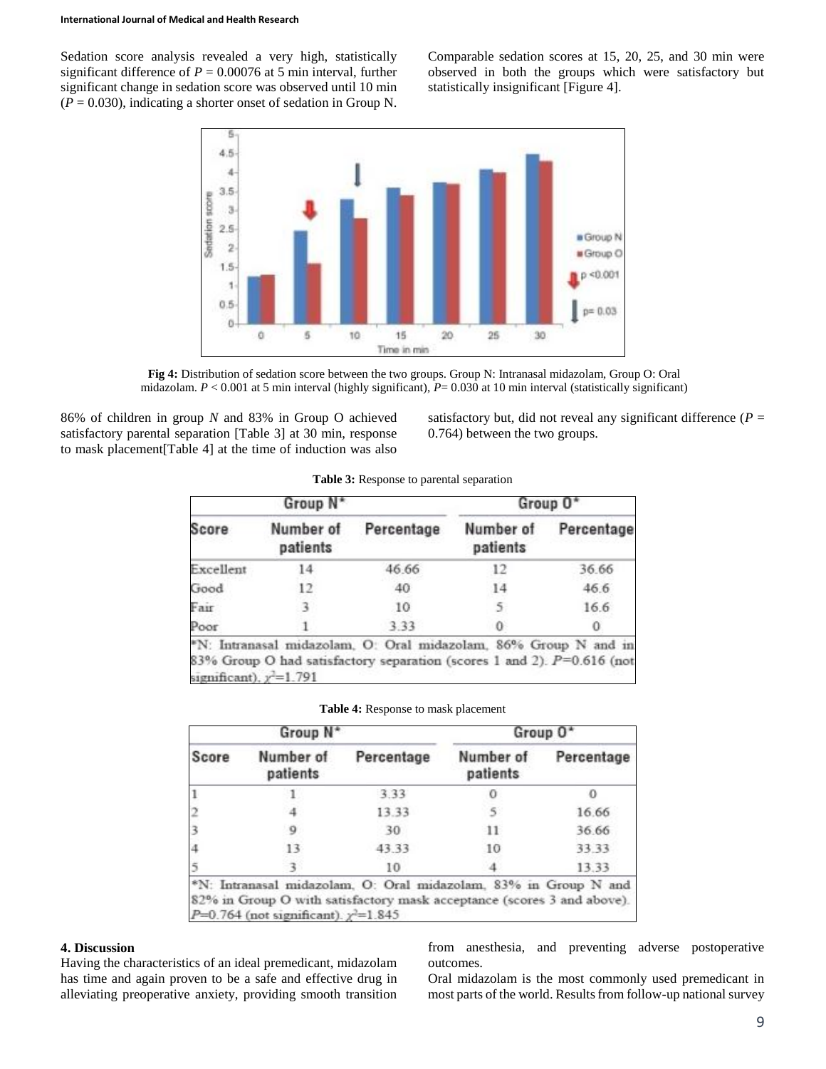Sedation score analysis revealed a very high, statistically significant difference of $P = 0.00076$ at 5 min interval, further significant change in sedation score was observed until 10 min ($P = 0.030$), indicating a shorter onset of sedation in Group N. Comparable sedation scores at 15, 20, 25, and 30 min were observed in both the groups which were satisfactory but statistically insignificant [Figure 4].

**Fig 4:** Distribution of sedation score between the two groups. Group N: Intranasal midazolam, Group O: Oral midazolam. $P < 0.001$ at 5 min interval (highly significant), $P = 0.030$ at 10 min interval (statistically significant)

86% of children in group *N* and 83% in Group O achieved satisfactory parental separation [Table 3] at 30 min, response to mask placement[Table 4] at the time of induction was also satisfactory but, did not reveal any significant difference ($P = 0.764$) between the two groups.

**Table 3:** Response to parental separation

| | Group N* | | Group O* | |
|---|---|---|---|---|
| Score | Number of patients | Percentage | Number of patients | Percentage |
| Excellent | 14 | 46.66 | 12 | 36.66 |
| Good | 12 | 40 | 14 | 46.6 |
| Fair | 3 | 10 | 5 | 16.6 |
| Poor | 1 | 3.33 | 0 | 0 |

*N: Intranasal midazolam, O: Oral midazolam, 86% Group N and in 83% Group O had satisfactory separation (scores 1 and 2). $P=0.616$ (not significant). $\chi^2=1.791$

**Table 4:** Response to mask placement

| | Group N* | | Group O* | |
|---|---|---|---|---|
| Score | Number of patients | Percentage | Number of patients | Percentage |
| 1 | 1 | 3.33 | 0 | 0 |
| 2 | 4 | 13.33 | 5 | 16.66 |
| 3 | 9 | 30 | 11 | 36.66 |
| 4 | 13 | 43.33 | 10 | 33.33 |
| 5 | 3 | 10 | 4 | 13.33 |

*N: Intranasal midazolam, O: Oral midazolam, 83% in Group N and 82% in Group O with satisfactory mask acceptance (scores 3 and above). $P=0.764$ (not significant). $\chi^2=1.845$

## 4. Discussion

Having the characteristics of an ideal premedicant, midazolam has time and again proven to be a safe and effective drug in alleviating preoperative anxiety, providing smooth transition from anesthesia, and preventing adverse postoperative outcomes.

Oral midazolam is the most commonly used premedicant in most parts of the world. Results from follow-up national survey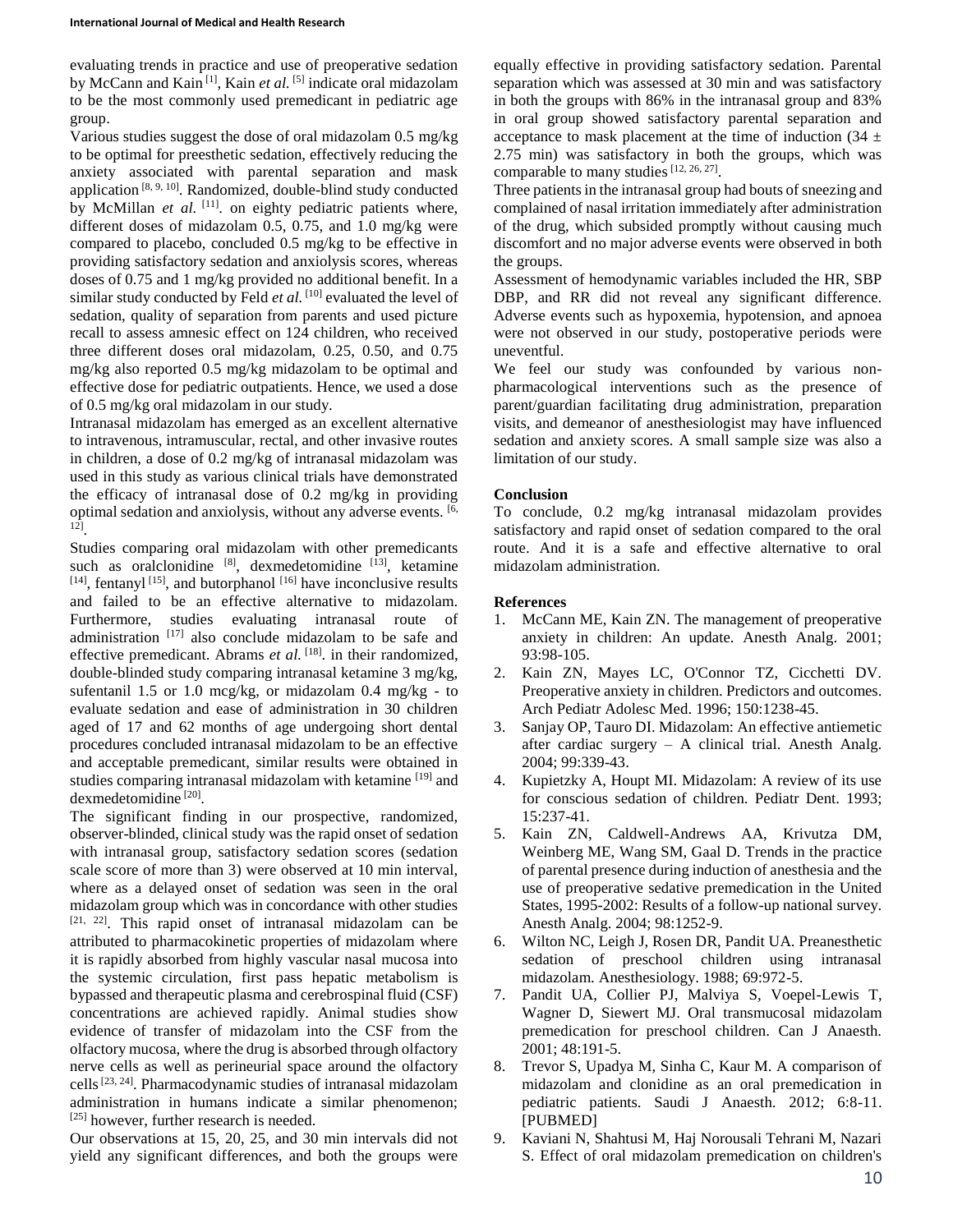evaluating trends in practice and use of preoperative sedation by McCann and Kain [1], Kain *et al.* [5] indicate oral midazolam to be the most commonly used premedicant in pediatric age group.

Various studies suggest the dose of oral midazolam 0.5 mg/kg to be optimal for preesthetic sedation, effectively reducing the anxiety associated with parental separation and mask application [8, 9, 10]. Randomized, double-blind study conducted by McMillan *et al.* [11]. on eighty pediatric patients where, different doses of midazolam 0.5, 0.75, and 1.0 mg/kg were compared to placebo, concluded 0.5 mg/kg to be effective in providing satisfactory sedation and anxiolysis scores, whereas doses of 0.75 and 1 mg/kg provided no additional benefit. In a similar study conducted by Feld *et al.* [10] evaluated the level of sedation, quality of separation from parents and used picture recall to assess amnesic effect on 124 children, who received three different doses oral midazolam, 0.25, 0.50, and 0.75 mg/kg also reported 0.5 mg/kg midazolam to be optimal and effective dose for pediatric outpatients. Hence, we used a dose of 0.5 mg/kg oral midazolam in our study.

Intranasal midazolam has emerged as an excellent alternative to intravenous, intramuscular, rectal, and other invasive routes in children, a dose of 0.2 mg/kg of intranasal midazolam was used in this study as various clinical trials have demonstrated the efficacy of intranasal dose of 0.2 mg/kg in providing optimal sedation and anxiolysis, without any adverse events. [6, 12].

Studies comparing oral midazolam with other premedicants such as oralclonidine [8], dexmedetomidine [13], ketamine [14], fentanyl [15], and butorphanol [16] have inconclusive results and failed to be an effective alternative to midazolam. Furthermore, studies evaluating intranasal route of administration [17] also conclude midazolam to be safe and effective premedicant. Abrams *et al.* [18]. in their randomized, double-blinded study comparing intranasal ketamine 3 mg/kg, sufentanil 1.5 or 1.0 mcg/kg, or midazolam 0.4 mg/kg - to evaluate sedation and ease of administration in 30 children aged of 17 and 62 months of age undergoing short dental procedures concluded intranasal midazolam to be an effective and acceptable premedicant, similar results were obtained in studies comparing intranasal midazolam with ketamine [19] and dexmedetomidine [20].

The significant finding in our prospective, randomized, observer-blinded, clinical study was the rapid onset of sedation with intranasal group, satisfactory sedation scores (sedation scale score of more than 3) were observed at 10 min interval, where as a delayed onset of sedation was seen in the oral midazolam group which was in concordance with other studies [21, 22]. This rapid onset of intranasal midazolam can be attributed to pharmacokinetic properties of midazolam where it is rapidly absorbed from highly vascular nasal mucosa into the systemic circulation, first pass hepatic metabolism is bypassed and therapeutic plasma and cerebrospinal fluid (CSF) concentrations are achieved rapidly. Animal studies show evidence of transfer of midazolam into the CSF from the olfactory mucosa, where the drug is absorbed through olfactory nerve cells as well as perineurial space around the olfactory cells [23, 24]. Pharmacodynamic studies of intranasal midazolam administration in humans indicate a similar phenomenon; [25] however, further research is needed.

Our observations at 15, 20, 25, and 30 min intervals did not yield any significant differences, and both the groups were equally effective in providing satisfactory sedation. Parental separation which was assessed at 30 min and was satisfactory in both the groups with 86% in the intranasal group and 83% in oral group showed satisfactory parental separation and acceptance to mask placement at the time of induction (34 ± 2.75 min) was satisfactory in both the groups, which was comparable to many studies [12, 26, 27].

Three patients in the intranasal group had bouts of sneezing and complained of nasal irritation immediately after administration of the drug, which subsided promptly without causing much discomfort and no major adverse events were observed in both the groups.

Assessment of hemodynamic variables included the HR, SBP DBP, and RR did not reveal any significant difference. Adverse events such as hypoxemia, hypotension, and apnoea were not observed in our study, postoperative periods were uneventful.

We feel our study was confounded by various non-pharmacological interventions such as the presence of parent/guardian facilitating drug administration, preparation visits, and demeanor of anesthesiologist may have influenced sedation and anxiety scores. A small sample size was also a limitation of our study.

## Conclusion

To conclude, 0.2 mg/kg intranasal midazolam provides satisfactory and rapid onset of sedation compared to the oral route. And it is a safe and effective alternative to oral midazolam administration.

## References

1. McCann ME, Kain ZN. The management of preoperative anxiety in children: An update. Anesth Analg. 2001; 93:98-105.
2. Kain ZN, Mayes LC, O'Connor TZ, Cicchetti DV. Preoperative anxiety in children. Predictors and outcomes. Arch Pediatr Adolesc Med. 1996; 150:1238-45.
3. Sanjay OP, Tauro DI. Midazolam: An effective antiemetic after cardiac surgery – A clinical trial. Anesth Analg. 2004; 99:339-43.
4. Kupietzky A, Houpt MI. Midazolam: A review of its use for conscious sedation of children. Pediatr Dent. 1993; 15:237-41.
5. Kain ZN, Caldwell-Andrews AA, Krivutza DM, Weinberg ME, Wang SM, Gaal D. Trends in the practice of parental presence during induction of anesthesia and the use of preoperative sedative premedication in the United States, 1995-2002: Results of a follow-up national survey. Anesth Analg. 2004; 98:1252-9.
6. Wilton NC, Leigh J, Rosen DR, Pandit UA. Preanesthetic sedation of preschool children using intranasal midazolam. Anesthesiology. 1988; 69:972-5.
7. Pandit UA, Collier PJ, Malviya S, Voepel-Lewis T, Wagner D, Siewert MJ. Oral transmucosal midazolam premedication for preschool children. Can J Anaesth. 2001; 48:191-5.
8. Trevor S, Upadya M, Sinha C, Kaur M. A comparison of midazolam and clonidine as an oral premedication in pediatric patients. Saudi J Anaesth. 2012; 6:8-11. [PUBMED]
9. Kaviani N, Shahtusi M, Haj Norousali Tehrani M, Nazari S. Effect of oral midazolam premedication on children's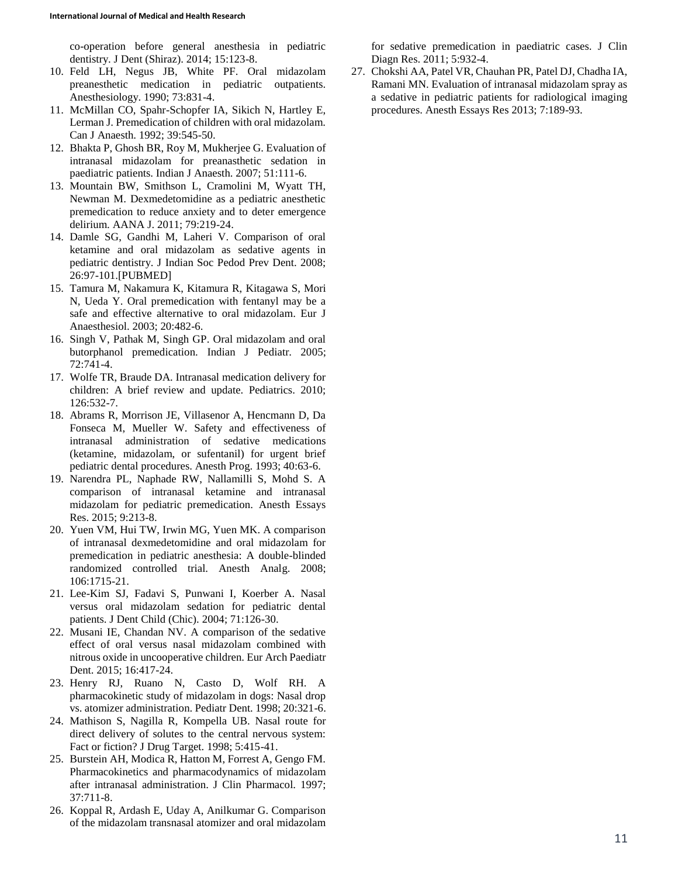co-operation before general anesthesia in pediatric dentistry. J Dent (Shiraz). 2014; 15:123-8.

10. Feld LH, Negus JB, White PF. Oral midazolam preanesthetic medication in pediatric outpatients. Anesthesiology. 1990; 73:831-4.
11. McMillan CO, Spahr-Schopfer IA, Sikich N, Hartley E, Lerman J. Premedication of children with oral midazolam. Can J Anaesth. 1992; 39:545-50.
12. Bhakta P, Ghosh BR, Roy M, Mukherjee G. Evaluation of intranasal midazolam for preanasthetic sedation in paediatric patients. Indian J Anaesth. 2007; 51:111-6.
13. Mountain BW, Smithson L, Cramolini M, Wyatt TH, Newman M. Dexmedetomidine as a pediatric anesthetic premedication to reduce anxiety and to deter emergence delirium. AANA J. 2011; 79:219-24.
14. Damle SG, Gandhi M, Laheri V. Comparison of oral ketamine and oral midazolam as sedative agents in pediatric dentistry. J Indian Soc Pedod Prev Dent. 2008; 26:97-101.[PUBMED]
15. Tamura M, Nakamura K, Kitamura R, Kitagawa S, Mori N, Ueda Y. Oral premedication with fentanyl may be a safe and effective alternative to oral midazolam. Eur J Anaesthesiol. 2003; 20:482-6.
16. Singh V, Pathak M, Singh GP. Oral midazolam and oral butorphanol premedication. Indian J Pediatr. 2005; 72:741-4.
17. Wolfe TR, Braude DA. Intranasal medication delivery for children: A brief review and update. Pediatrics. 2010; 126:532-7.
18. Abrams R, Morrison JE, Villasenor A, Hencmann D, Da Fonseca M, Mueller W. Safety and effectiveness of intranasal administration of sedative medications (ketamine, midazolam, or sufentanil) for urgent brief pediatric dental procedures. Anesth Prog. 1993; 40:63-6.
19. Narendra PL, Naphade RW, Nallamilli S, Mohd S. A comparison of intranasal ketamine and intranasal midazolam for pediatric premedication. Anesth Essays Res. 2015; 9:213-8.
20. Yuen VM, Hui TW, Irwin MG, Yuen MK. A comparison of intranasal dexmedetomidine and oral midazolam for premedication in pediatric anesthesia: A double-blinded randomized controlled trial. Anesth Analg. 2008; 106:1715-21.
21. Lee-Kim SJ, Fadavi S, Punwani I, Koerber A. Nasal versus oral midazolam sedation for pediatric dental patients. J Dent Child (Chic). 2004; 71:126-30.
22. Musani IE, Chandan NV. A comparison of the sedative effect of oral versus nasal midazolam combined with nitrous oxide in uncooperative children. Eur Arch Paediatr Dent. 2015; 16:417-24.
23. Henry RJ, Ruano N, Casto D, Wolf RH. A pharmacokinetic study of midazolam in dogs: Nasal drop vs. atomizer administration. Pediatr Dent. 1998; 20:321-6.
24. Mathison S, Nagilla R, Kompella UB. Nasal route for direct delivery of solutes to the central nervous system: Fact or fiction? J Drug Target. 1998; 5:415-41.
25. Burstein AH, Modica R, Hatton M, Forrest A, Gengo FM. Pharmacokinetics and pharmacodynamics of midazolam after intranasal administration. J Clin Pharmacol. 1997; 37:711-8.
26. Koppal R, Ardash E, Uday A, Anilkumar G. Comparison of the midazolam transnasal atomizer and oral midazolam for sedative premedication in paediatric cases. J Clin Diagn Res. 2011; 5:932-4.
27. Chokshi AA, Patel VR, Chauhan PR, Patel DJ, Chadha IA, Ramani MN. Evaluation of intranasal midazolam spray as a sedative in pediatric patients for radiological imaging procedures. Anesth Essays Res 2013; 7:189-93.